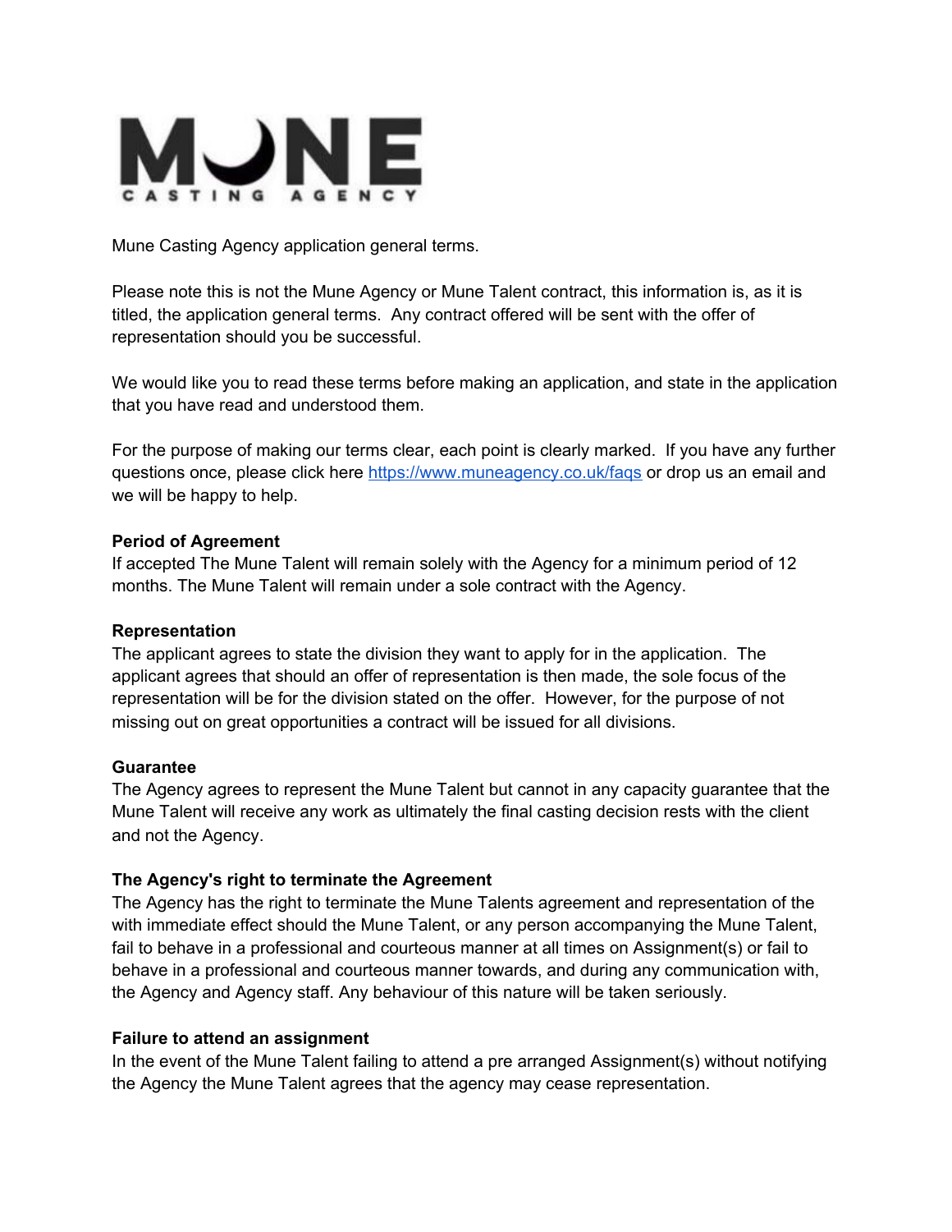MUNE

CASTING AGENCY

Mune Casting Agency application general terms.

Please note this is not the Mune Agency or Mune Talent contract, this information is, as it is titled, the application general terms. Any contract offered will be sent with the offer of representation should you be successful.

We would like you to read these terms before making an application, and state in the application that you have read and understood them.

For the purpose of making our terms clear, each point is clearly marked. If you have any further questions once, please click here https://www.muneagency.co.uk/faqs or drop us an email and we will be happy to help.

**Period of Agreement**

If accepted The Mune Talent will remain solely with the Agency for a minimum period of 12 months. The Mune Talent will remain under a sole contract with the Agency.

**Representation**

The applicant agrees to state the division they want to apply for in the application. The applicant agrees that should an offer of representation is then made, the sole focus of the representation will be for the division stated on the offer. However, for the purpose of not missing out on great opportunities a contract will be issued for all divisions.

**Guarantee**

The Agency agrees to represent the Mune Talent but cannot in any capacity guarantee that the Mune Talent will receive any work as ultimately the final casting decision rests with the client and not the Agency.

**The Agency's right to terminate the Agreement**

The Agency has the right to terminate the Mune Talents agreement and representation of the with immediate effect should the Mune Talent, or any person accompanying the Mune Talent, fail to behave in a professional and courteous manner at all times on Assignment(s) or fail to behave in a professional and courteous manner towards, and during any communication with, the Agency and Agency staff. Any behaviour of this nature will be taken seriously.

**Failure to attend an assignment**

In the event of the Mune Talent failing to attend a pre arranged Assignment(s) without notifying the Agency the Mune Talent agrees that the agency may cease representation.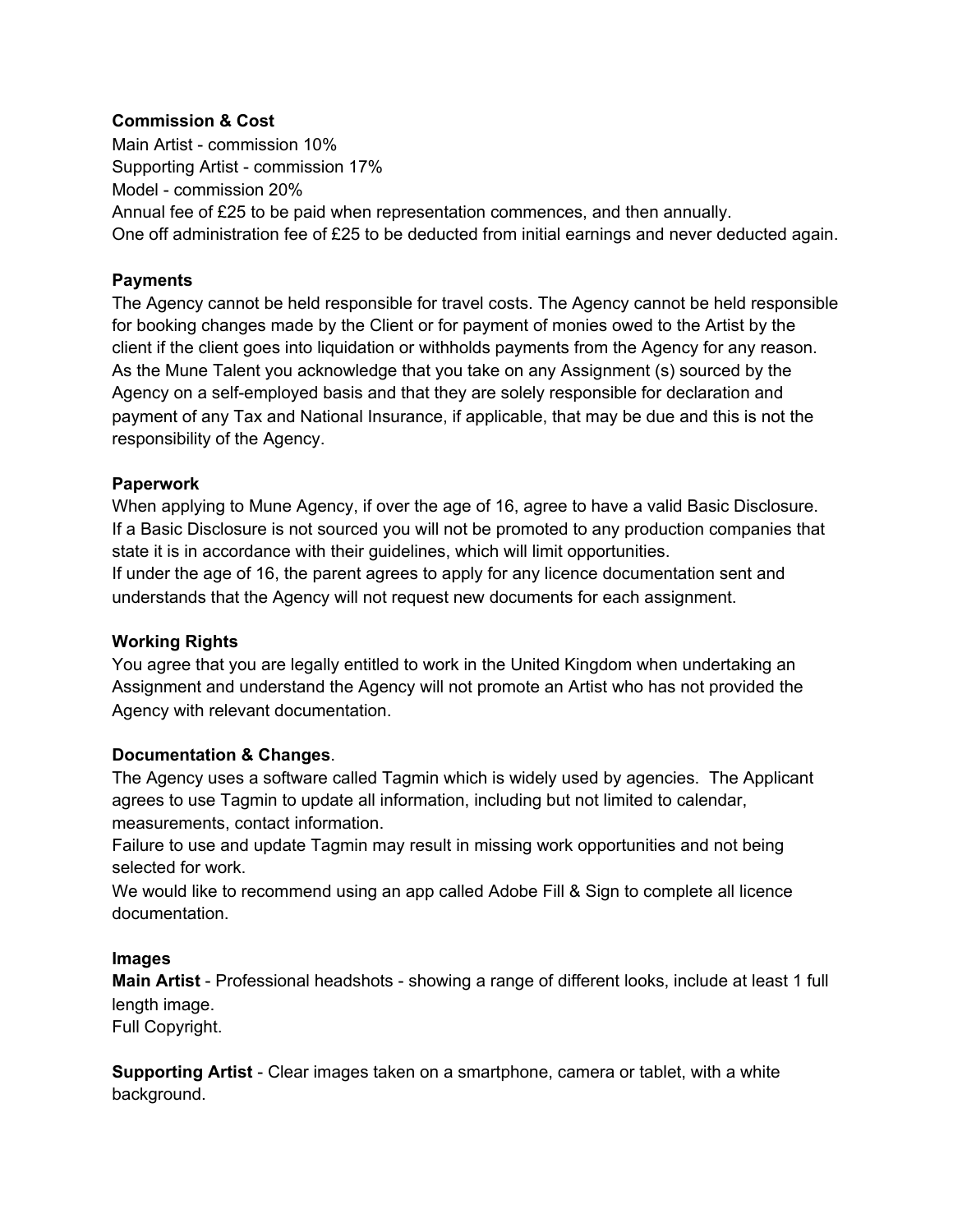**Commission & Cost**
Main Artist - commission 10%
Supporting Artist - commission 17%
Model - commission 20%
Annual fee of £25 to be paid when representation commences, and then annually.
One off administration fee of £25 to be deducted from initial earnings and never deducted again.

**Payments**
The Agency cannot be held responsible for travel costs. The Agency cannot be held responsible for booking changes made by the Client or for payment of monies owed to the Artist by the client if the client goes into liquidation or withholds payments from the Agency for any reason.
As the Mune Talent you acknowledge that you take on any Assignment (s) sourced by the Agency on a self-employed basis and that they are solely responsible for declaration and payment of any Tax and National Insurance, if applicable, that may be due and this is not the responsibility of the Agency.

**Paperwork**
When applying to Mune Agency, if over the age of 16, agree to have a valid Basic Disclosure.
If a Basic Disclosure is not sourced you will not be promoted to any production companies that state it is in accordance with their guidelines, which will limit opportunities.
If under the age of 16, the parent agrees to apply for any licence documentation sent and understands that the Agency will not request new documents for each assignment.

**Working Rights**
You agree that you are legally entitled to work in the United Kingdom when undertaking an Assignment and understand the Agency will not promote an Artist who has not provided the Agency with relevant documentation.

**Documentation & Changes**.
The Agency uses a software called Tagmin which is widely used by agencies. The Applicant agrees to use Tagmin to update all information, including but not limited to calendar, measurements, contact information.
Failure to use and update Tagmin may result in missing work opportunities and not being selected for work.
We would like to recommend using an app called Adobe Fill & Sign to complete all licence documentation.

**Images**
**Main Artist** - Professional headshots - showing a range of different looks, include at least 1 full length image.
Full Copyright.

**Supporting Artist** - Clear images taken on a smartphone, camera or tablet, with a white background.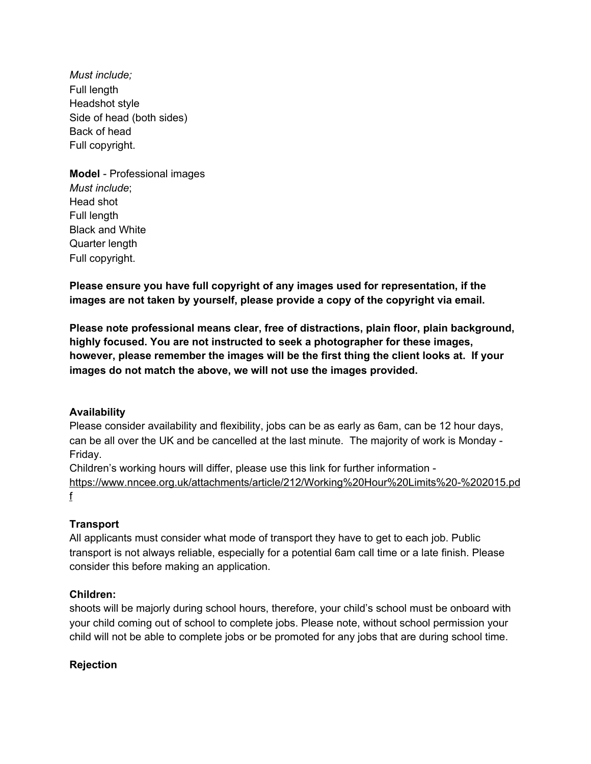*Must include;*
Full length
Headshot style
Side of head (both sides)
Back of head
Full copyright.

**Model** - Professional images
*Must include*;
Head shot
Full length
Black and White
Quarter length
Full copyright.

**Please ensure you have full copyright of any images used for representation, if the images are not taken by yourself, please provide a copy of the copyright via email.**

**Please note professional means clear, free of distractions, plain floor, plain background, highly focused. You are not instructed to seek a photographer for these images, however, please remember the images will be the first thing the client looks at. If your images do not match the above, we will not use the images provided.**

**Availability**
Please consider availability and flexibility, jobs can be as early as 6am, can be 12 hour days, can be all over the UK and be cancelled at the last minute. The majority of work is Monday - Friday.
Children's working hours will differ, please use this link for further information - https://www.nncee.org.uk/attachments/article/212/Working%20Hour%20Limits%20-%202015.pdf

**Transport**
All applicants must consider what mode of transport they have to get to each job. Public transport is not always reliable, especially for a potential 6am call time or a late finish. Please consider this before making an application.

**Children:**
shoots will be majorly during school hours, therefore, your child's school must be onboard with your child coming out of school to complete jobs. Please note, without school permission your child will not be able to complete jobs or be promoted for any jobs that are during school time.

**Rejection**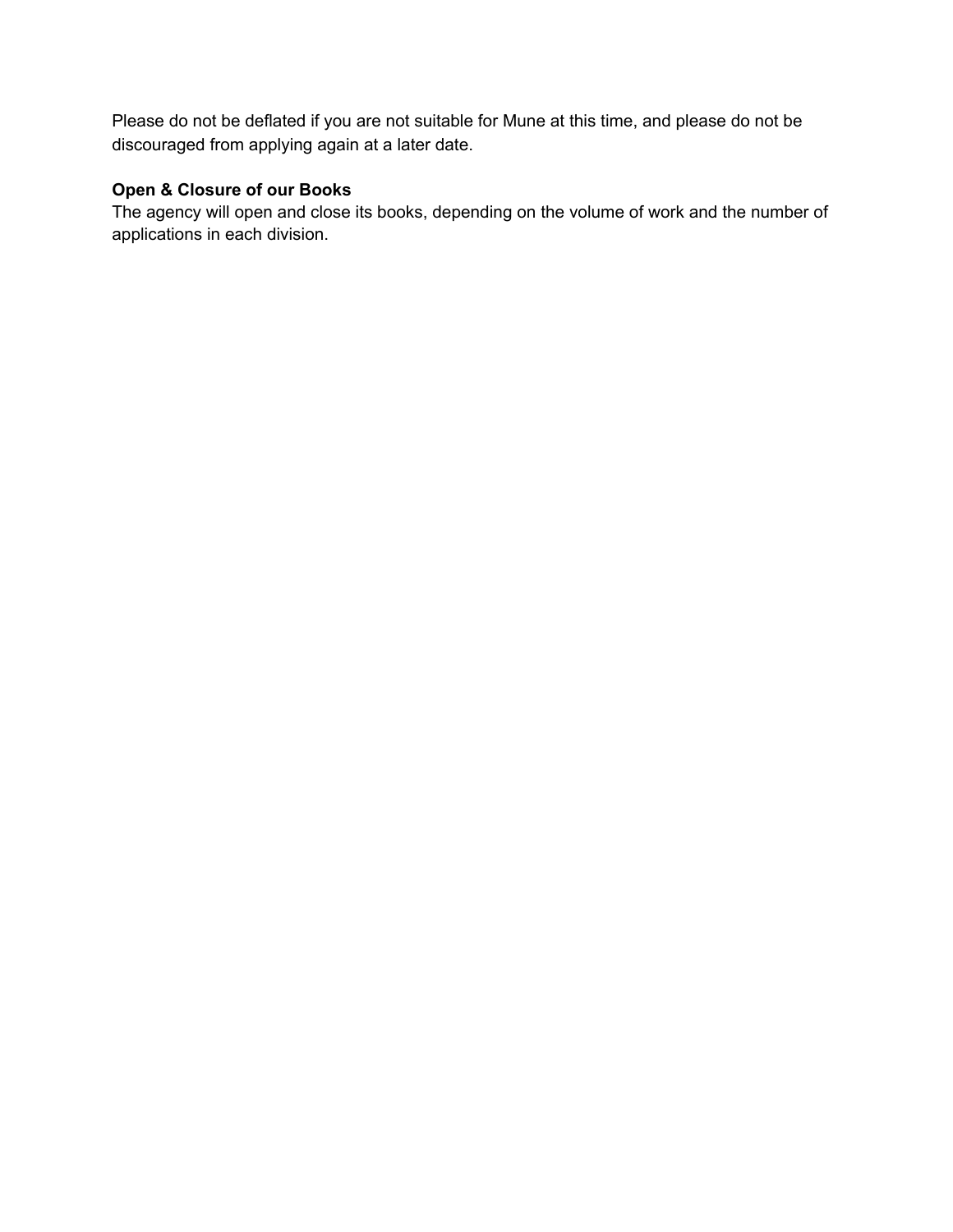Please do not be deflated if you are not suitable for Mune at this time, and please do not be discouraged from applying again at a later date.

**Open & Closure of our Books**
The agency will open and close its books, depending on the volume of work and the number of applications in each division.